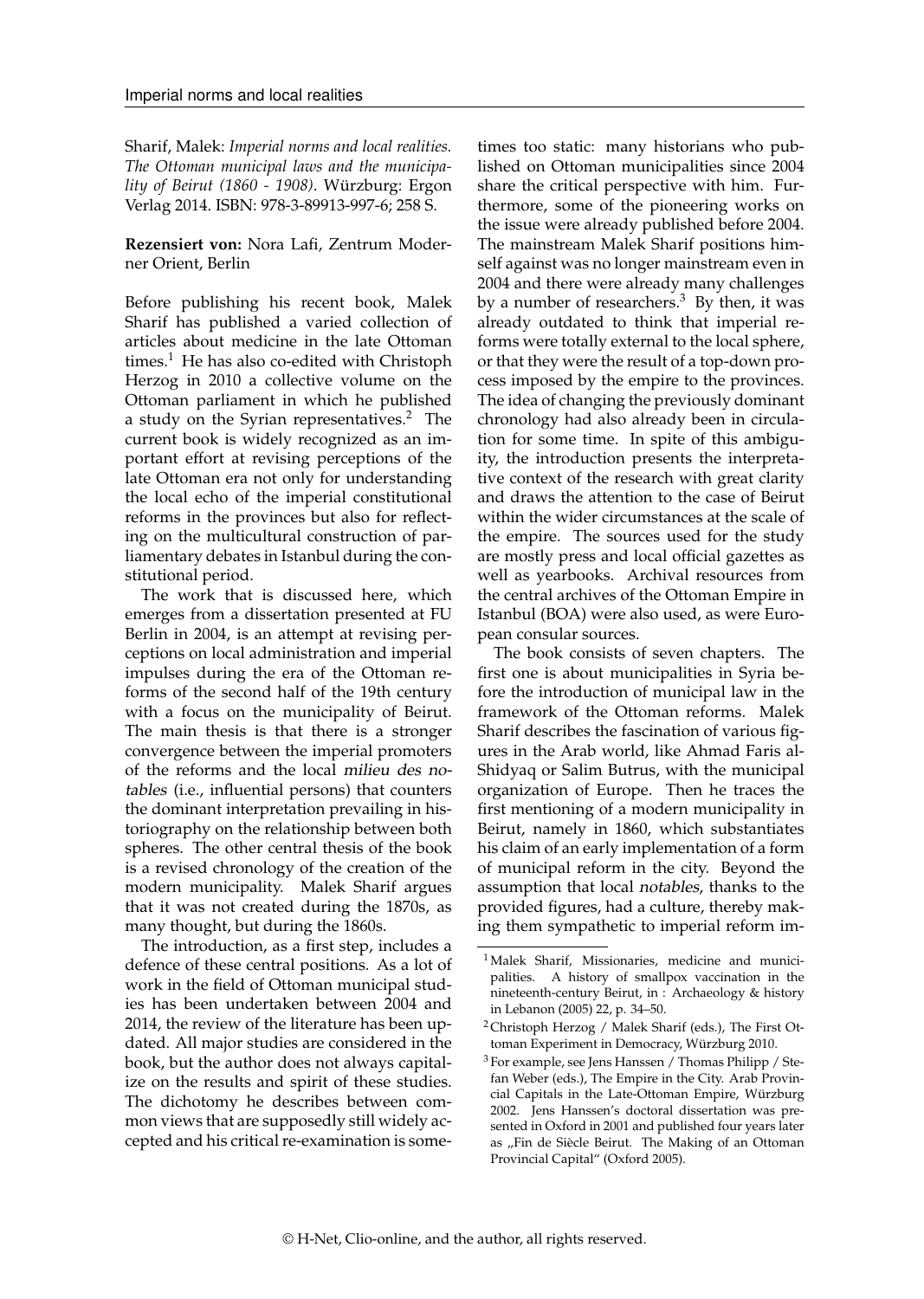Sharif, Malek: *Imperial norms and local realities. The Ottoman municipal laws and the municipality of Beirut (1860 - 1908)*. Würzburg: Ergon Verlag 2014. ISBN: 978-3-89913-997-6; 258 S.

**Rezensiert von:** Nora Lafi, Zentrum Moderner Orient, Berlin

Before publishing his recent book, Malek Sharif has published a varied collection of articles about medicine in the late Ottoman times.[1] He has also co-edited with Christoph Herzog in 2010 a collective volume on the Ottoman parliament in which he published a study on the Syrian representatives.[2] The current book is widely recognized as an important effort at revising perceptions of the late Ottoman era not only for understanding the local echo of the imperial constitutional reforms in the provinces but also for reflecting on the multicultural construction of parliamentary debates in Istanbul during the constitutional period.

The work that is discussed here, which emerges from a dissertation presented at FU Berlin in 2004, is an attempt at revising perceptions on local administration and imperial impulses during the era of the Ottoman reforms of the second half of the 19th century with a focus on the municipality of Beirut. The main thesis is that there is a stronger convergence between the imperial promoters of the reforms and the local *milieu des notables* (i.e., influential persons) that counters the dominant interpretation prevailing in historiography on the relationship between both spheres. The other central thesis of the book is a revised chronology of the creation of the modern municipality. Malek Sharif argues that it was not created during the 1870s, as many thought, but during the 1860s.

The introduction, as a first step, includes a defence of these central positions. As a lot of work in the field of Ottoman municipal studies has been undertaken between 2004 and 2014, the review of the literature has been updated. All major studies are considered in the book, but the author does not always capitalize on the results and spirit of these studies. The dichotomy he describes between common views that are supposedly still widely accepted and his critical re-examination is sometimes too static: many historians who published on Ottoman municipalities since 2004 share the critical perspective with him. Furthermore, some of the pioneering works on the issue were already published before 2004. The mainstream Malek Sharif positions himself against was no longer mainstream even in 2004 and there were already many challenges by a number of researchers.[3] By then, it was already outdated to think that imperial reforms were totally external to the local sphere, or that they were the result of a top-down process imposed by the empire to the provinces. The idea of changing the previously dominant chronology had also already been in circulation for some time. In spite of this ambiguity, the introduction presents the interpretative context of the research with great clarity and draws the attention to the case of Beirut within the wider circumstances at the scale of the empire. The sources used for the study are mostly press and local official gazettes as well as yearbooks. Archival resources from the central archives of the Ottoman Empire in Istanbul (BOA) were also used, as were European consular sources.

The book consists of seven chapters. The first one is about municipalities in Syria before the introduction of municipal law in the framework of the Ottoman reforms. Malek Sharif describes the fascination of various figures in the Arab world, like Ahmad Faris al-Shidyaq or Salim Butrus, with the municipal organization of Europe. Then he traces the first mentioning of a modern municipality in Beirut, namely in 1860, which substantiates his claim of an early implementation of a form of municipal reform in the city. Beyond the assumption that local *notables*, thanks to the provided figures, had a culture, thereby making them sympathetic to imperial reform im-

[1] Malek Sharif, Missionaries, medicine and municipalities. A history of smallpox vaccination in the nineteenth-century Beirut, in : Archaeology & history in Lebanon (2005) 22, p. 34–50.

[2] Christoph Herzog / Malek Sharif (eds.), The First Ottoman Experiment in Democracy, Würzburg 2010.

[3] For example, see Jens Hanssen / Thomas Philipp / Stefan Weber (eds.), The Empire in the City. Arab Provincial Capitals in the Late-Ottoman Empire, Würzburg 2002. Jens Hanssen's doctoral dissertation was presented in Oxford in 2001 and published four years later as „Fin de Siècle Beirut. The Making of an Ottoman Provincial Capital" (Oxford 2005).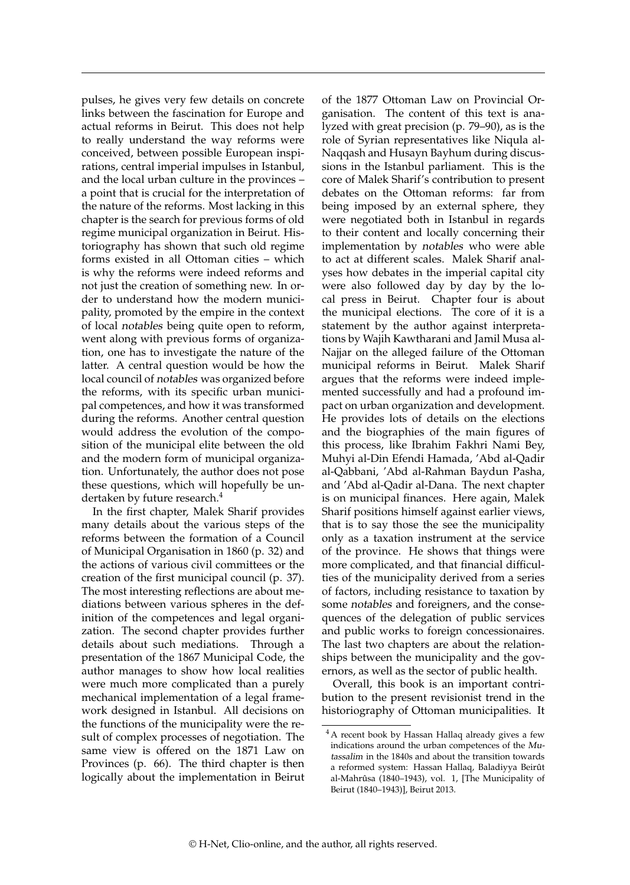pulses, he gives very few details on concrete links between the fascination for Europe and actual reforms in Beirut. This does not help to really understand the way reforms were conceived, between possible European inspirations, central imperial impulses in Istanbul, and the local urban culture in the provinces – a point that is crucial for the interpretation of the nature of the reforms. Most lacking in this chapter is the search for previous forms of old regime municipal organization in Beirut. Historiography has shown that such old regime forms existed in all Ottoman cities – which is why the reforms were indeed reforms and not just the creation of something new. In order to understand how the modern municipality, promoted by the empire in the context of local *notables* being quite open to reform, went along with previous forms of organization, one has to investigate the nature of the latter. A central question would be how the local council of *notables* was organized before the reforms, with its specific urban municipal competences, and how it was transformed during the reforms. Another central question would address the evolution of the composition of the municipal elite between the old and the modern form of municipal organization. Unfortunately, the author does not pose these questions, which will hopefully be undertaken by future research.[4]

In the first chapter, Malek Sharif provides many details about the various steps of the reforms between the formation of a Council of Municipal Organisation in 1860 (p. 32) and the actions of various civil committees or the creation of the first municipal council (p. 37). The most interesting reflections are about mediations between various spheres in the definition of the competences and legal organization. The second chapter provides further details about such mediations. Through a presentation of the 1867 Municipal Code, the author manages to show how local realities were much more complicated than a purely mechanical implementation of a legal framework designed in Istanbul. All decisions on the functions of the municipality were the result of complex processes of negotiation. The same view is offered on the 1871 Law on Provinces (p. 66). The third chapter is then logically about the implementation in Beirut of the 1877 Ottoman Law on Provincial Organisation. The content of this text is analyzed with great precision (p. 79–90), as is the role of Syrian representatives like Niqula al-Naqqash and Husayn Bayhum during discussions in the Istanbul parliament. This is the core of Malek Sharif's contribution to present debates on the Ottoman reforms: far from being imposed by an external sphere, they were negotiated both in Istanbul in regards to their content and locally concerning their implementation by *notables* who were able to act at different scales. Malek Sharif analyses how debates in the imperial capital city were also followed day by day by the local press in Beirut. Chapter four is about the municipal elections. The core of it is a statement by the author against interpretations by Wajih Kawtharani and Jamil Musa al-Najjar on the alleged failure of the Ottoman municipal reforms in Beirut. Malek Sharif argues that the reforms were indeed implemented successfully and had a profound impact on urban organization and development. He provides lots of details on the elections and the biographies of the main figures of this process, like Ibrahim Fakhri Nami Bey, Muhyi al-Din Efendi Hamada, 'Abd al-Qadir al-Qabbani, 'Abd al-Rahman Baydun Pasha, and 'Abd al-Qadir al-Dana. The next chapter is on municipal finances. Here again, Malek Sharif positions himself against earlier views, that is to say those the see the municipality only as a taxation instrument at the service of the province. He shows that things were more complicated, and that financial difficulties of the municipality derived from a series of factors, including resistance to taxation by some *notables* and foreigners, and the consequences of the delegation of public services and public works to foreign concessionaires. The last two chapters are about the relationships between the municipality and the governors, as well as the sector of public health.

Overall, this book is an important contribution to the present revisionist trend in the historiography of Ottoman municipalities. It

[4] A recent book by Hassan Hallaq already gives a few indications around the urban competences of the *Mutassalim* in the 1840s and about the transition towards a reformed system: Hassan Hallaq, Baladiyya Beirût al-Mahrûsa (1840–1943), vol. 1, [The Municipality of Beirut (1840–1943)], Beirut 2013.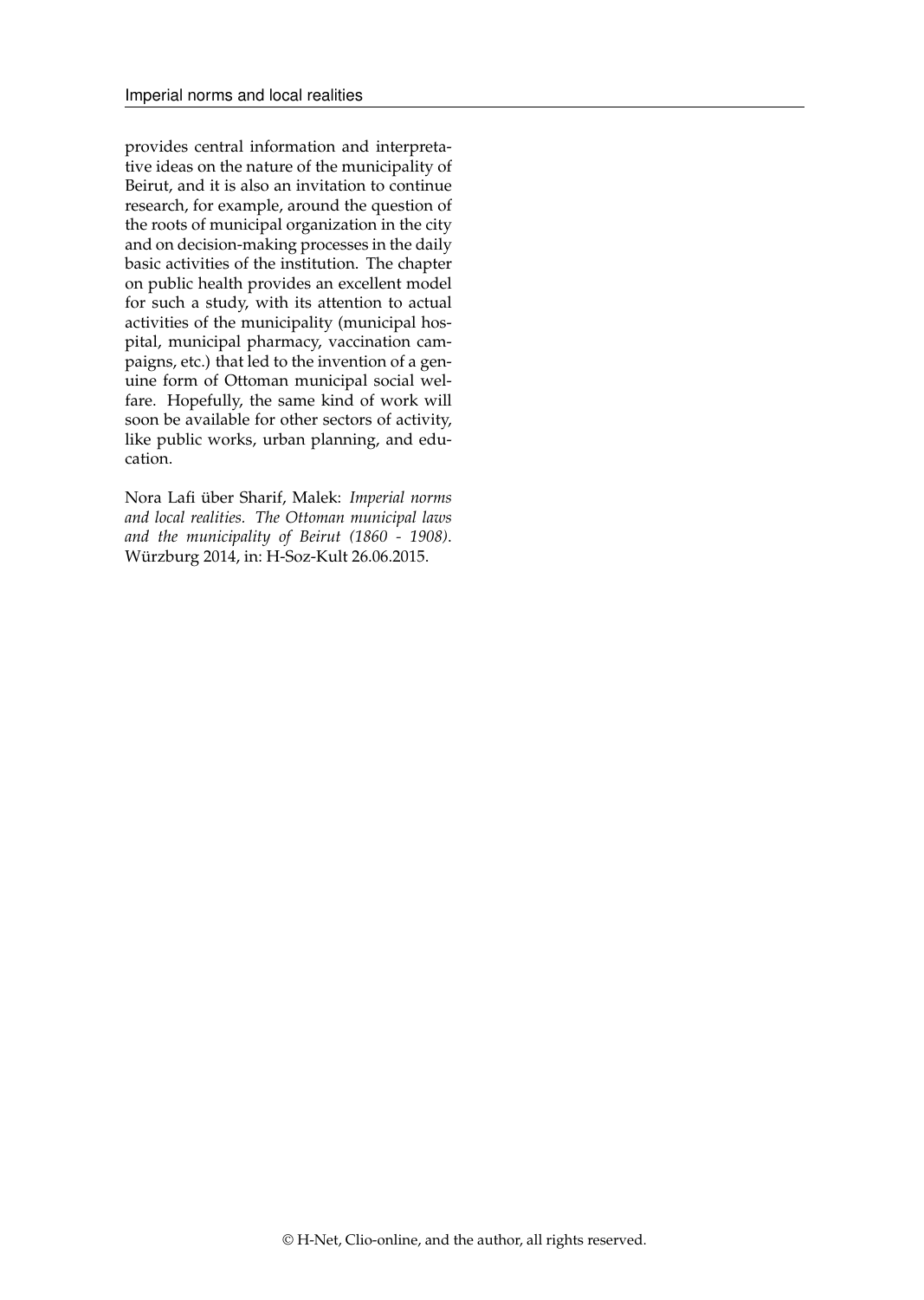provides central information and interpretative ideas on the nature of the municipality of Beirut, and it is also an invitation to continue research, for example, around the question of the roots of municipal organization in the city and on decision-making processes in the daily basic activities of the institution. The chapter on public health provides an excellent model for such a study, with its attention to actual activities of the municipality (municipal hospital, municipal pharmacy, vaccination campaigns, etc.) that led to the invention of a genuine form of Ottoman municipal social welfare. Hopefully, the same kind of work will soon be available for other sectors of activity, like public works, urban planning, and education.

Nora Lafi über Sharif, Malek: *Imperial norms and local realities. The Ottoman municipal laws and the municipality of Beirut (1860 - 1908)*. Würzburg 2014, in: H-Soz-Kult 26.06.2015.